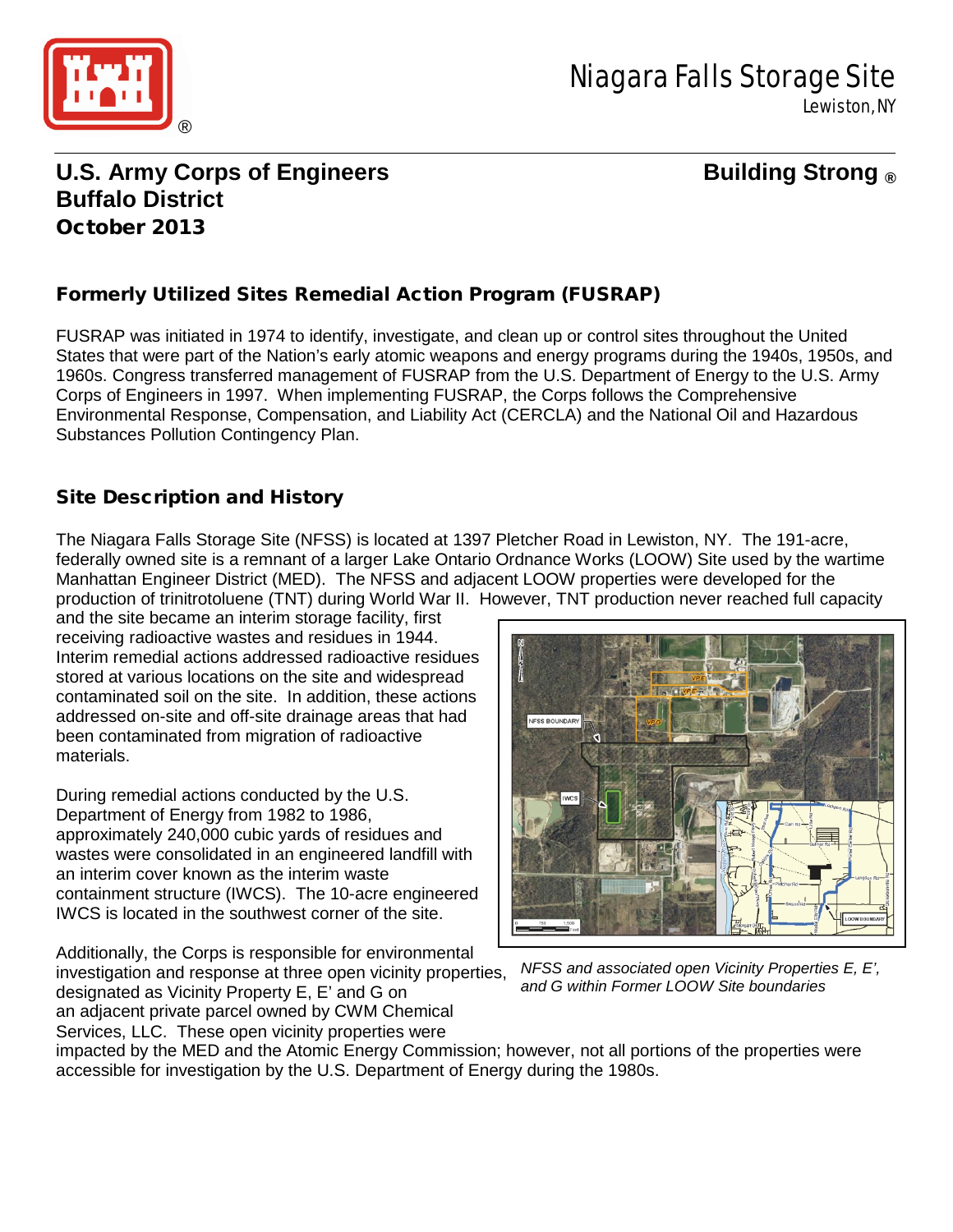# Niagara Falls Storage Site

Lewiston, NY

**U.S. Army Corps of Engineers**
**Buffalo District**
**October 2013**

**Building Strong ®**

## Formerly Utilized Sites Remedial Action Program (FUSRAP)

FUSRAP was initiated in 1974 to identify, investigate, and clean up or control sites throughout the United States that were part of the Nation's early atomic weapons and energy programs during the 1940s, 1950s, and 1960s. Congress transferred management of FUSRAP from the U.S. Department of Energy to the U.S. Army Corps of Engineers in 1997. When implementing FUSRAP, the Corps follows the Comprehensive Environmental Response, Compensation, and Liability Act (CERCLA) and the National Oil and Hazardous Substances Pollution Contingency Plan.

## Site Description and History

The Niagara Falls Storage Site (NFSS) is located at 1397 Pletcher Road in Lewiston, NY. The 191-acre, federally owned site is a remnant of a larger Lake Ontario Ordnance Works (LOOW) Site used by the wartime Manhattan Engineer District (MED). The NFSS and adjacent LOOW properties were developed for the production of trinitrotoluene (TNT) during World War II. However, TNT production never reached full capacity and the site became an interim storage facility, first receiving radioactive wastes and residues in 1944. Interim remedial actions addressed radioactive residues stored at various locations on the site and widespread contaminated soil on the site. In addition, these actions addressed on-site and off-site drainage areas that had been contaminated from migration of radioactive materials.

During remedial actions conducted by the U.S. Department of Energy from 1982 to 1986, approximately 240,000 cubic yards of residues and wastes were consolidated in an engineered landfill with an interim cover known as the interim waste containment structure (IWCS). The 10-acre engineered IWCS is located in the southwest corner of the site.

*NFSS and associated open Vicinity Properties E, E', and G within Former LOOW Site boundaries*

Additionally, the Corps is responsible for environmental investigation and response at three open vicinity properties, designated as Vicinity Property E, E' and G on an adjacent private parcel owned by CWM Chemical Services, LLC. These open vicinity properties were impacted by the MED and the Atomic Energy Commission; however, not all portions of the properties were accessible for investigation by the U.S. Department of Energy during the 1980s.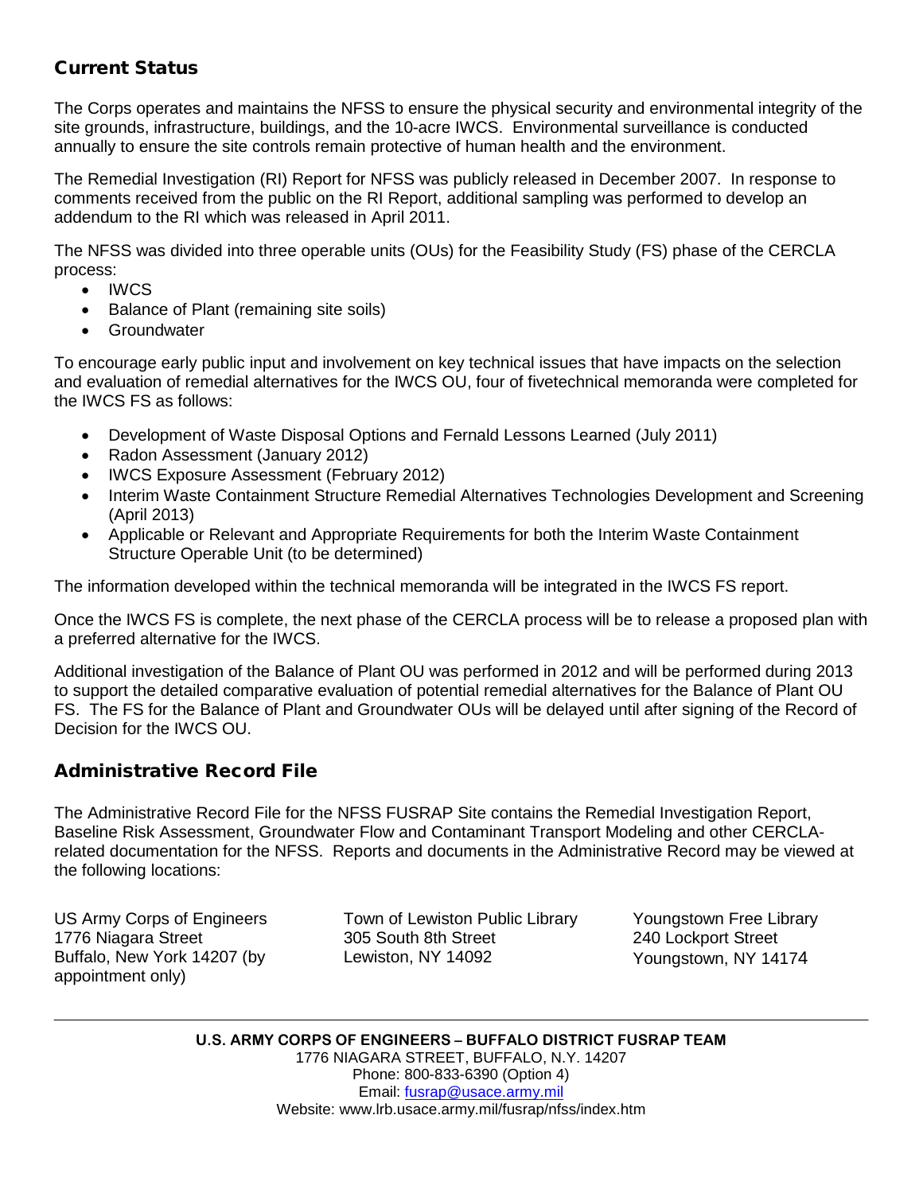## Current Status

The Corps operates and maintains the NFSS to ensure the physical security and environmental integrity of the site grounds, infrastructure, buildings, and the 10-acre IWCS. Environmental surveillance is conducted annually to ensure the site controls remain protective of human health and the environment.

The Remedial Investigation (RI) Report for NFSS was publicly released in December 2007. In response to comments received from the public on the RI Report, additional sampling was performed to develop an addendum to the RI which was released in April 2011.

The NFSS was divided into three operable units (OUs) for the Feasibility Study (FS) phase of the CERCLA process:

- IWCS
- Balance of Plant (remaining site soils)
- Groundwater

To encourage early public input and involvement on key technical issues that have impacts on the selection and evaluation of remedial alternatives for the IWCS OU, four of fivetechnical memoranda were completed for the IWCS FS as follows:

- Development of Waste Disposal Options and Fernald Lessons Learned (July 2011)
- Radon Assessment (January 2012)
- IWCS Exposure Assessment (February 2012)
- Interim Waste Containment Structure Remedial Alternatives Technologies Development and Screening (April 2013)
- Applicable or Relevant and Appropriate Requirements for both the Interim Waste Containment Structure Operable Unit (to be determined)

The information developed within the technical memoranda will be integrated in the IWCS FS report.

Once the IWCS FS is complete, the next phase of the CERCLA process will be to release a proposed plan with a preferred alternative for the IWCS.

Additional investigation of the Balance of Plant OU was performed in 2012 and will be performed during 2013 to support the detailed comparative evaluation of potential remedial alternatives for the Balance of Plant OU FS. The FS for the Balance of Plant and Groundwater OUs will be delayed until after signing of the Record of Decision for the IWCS OU.

## Administrative Record File

The Administrative Record File for the NFSS FUSRAP Site contains the Remedial Investigation Report, Baseline Risk Assessment, Groundwater Flow and Contaminant Transport Modeling and other CERCLA-related documentation for the NFSS. Reports and documents in the Administrative Record may be viewed at the following locations:

US Army Corps of Engineers
1776 Niagara Street
Buffalo, New York 14207 (by appointment only)

Town of Lewiston Public Library
305 South 8th Street
Lewiston, NY 14092

Youngstown Free Library
240 Lockport Street
Youngstown, NY 14174

---

**U.S. ARMY CORPS OF ENGINEERS – BUFFALO DISTRICT FUSRAP TEAM**
1776 NIAGARA STREET, BUFFALO, N.Y. 14207
Phone: 800-833-6390 (Option 4)
Email: fusrap@usace.army.mil
Website: www.lrb.usace.army.mil/fusrap/nfss/index.htm